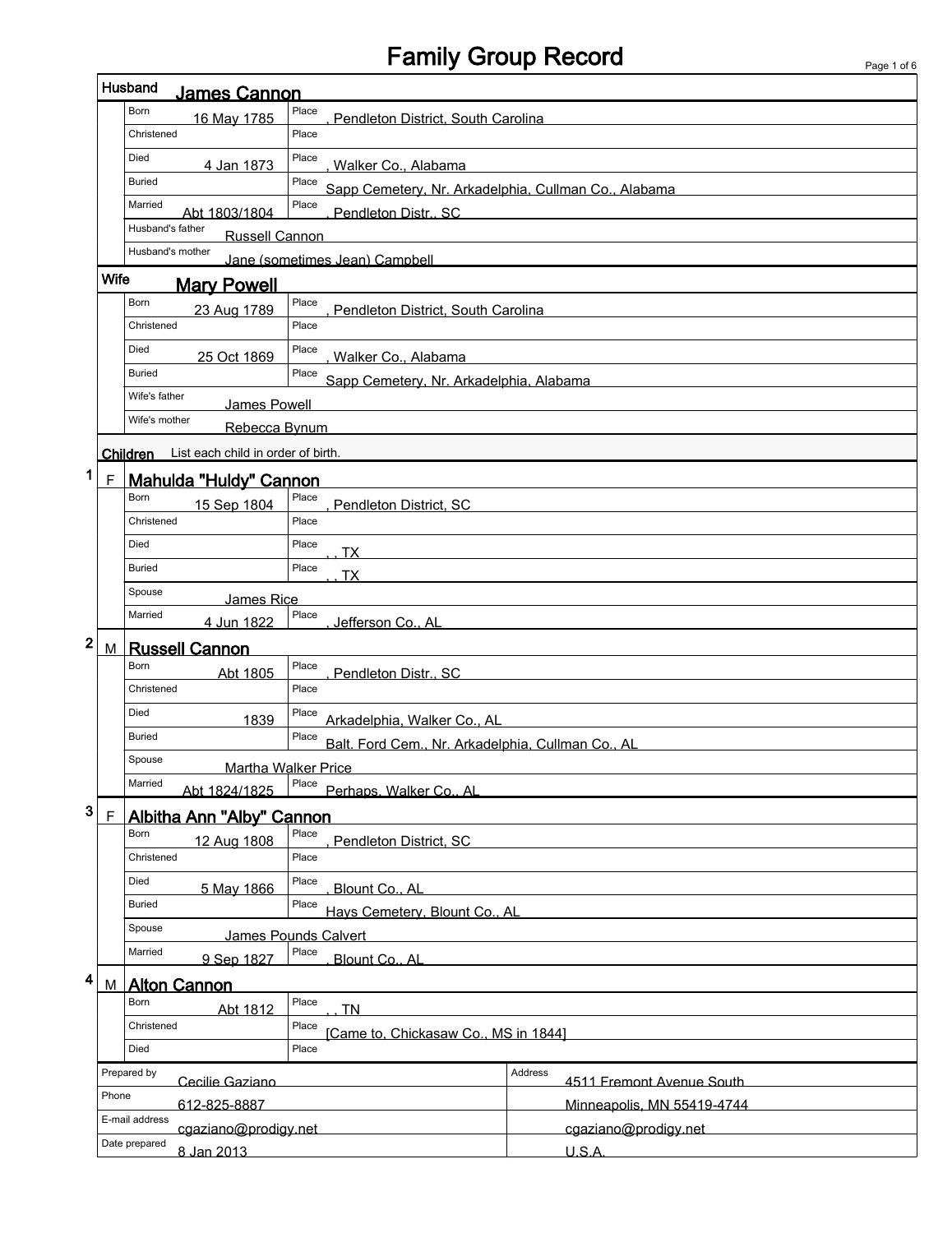# Family Group Record

## Husband: James Cannon

| Field | Date | Place |
|---|---|---|
| Born | 16 May 1785 | , Pendleton District, South Carolina |
| Christened | | |
| Died | 4 Jan 1873 | , Walker Co., Alabama |
| Buried | | Sapp Cemetery, Nr. Arkadelphia, Cullman Co., Alabama |
| Married | Abt 1803/1804 | , Pendleton Distr., SC |

Husband's father: Russell Cannon

Husband's mother: Jane (sometimes Jean) Campbell

## Wife: Mary Powell

| Field | Date | Place |
|---|---|---|
| Born | 23 Aug 1789 | , Pendleton District, South Carolina |
| Christened | | |
| Died | 25 Oct 1869 | , Walker Co., Alabama |
| Buried | | Sapp Cemetery, Nr. Arkadelphia, Alabama |

Wife's father: James Powell

Wife's mother: Rebecca Bynum

## Children

List each child in order of birth.

### 1 F Mahulda "Huldy" Cannon

| Field | Date | Place |
|---|---|---|
| Born | 15 Sep 1804 | , Pendleton District, SC |
| Christened | | |
| Died | | , , TX |
| Buried | | , , TX |
| Married | 4 Jun 1822 | , Jefferson Co., AL |

Spouse: James Rice

### 2 M Russell Cannon

| Field | Date | Place |
|---|---|---|
| Born | Abt 1805 | , Pendleton Distr., SC |
| Christened | | |
| Died | 1839 | Arkadelphia, Walker Co., AL |
| Buried | | Balt. Ford Cem., Nr. Arkadelphia, Cullman Co., AL |
| Married | Abt 1824/1825 | Perhaps, Walker Co., AL |

Spouse: Martha Walker Price

### 3 F Albitha Ann "Alby" Cannon

| Field | Date | Place |
|---|---|---|
| Born | 12 Aug 1808 | , Pendleton District, SC |
| Christened | | |
| Died | 5 May 1866 | , Blount Co., AL |
| Buried | | Hays Cemetery, Blount Co., AL |
| Married | 9 Sep 1827 | , Blount Co., AL |

Spouse: James Pounds Calvert

### 4 M Alton Cannon

| Field | Date | Place |
|---|---|---|
| Born | Abt 1812 | , , TN |
| Christened | | [Came to, Chickasaw Co., MS in 1844] |
| Died | | |

| Prepared by | Cecilie Gaziano | Address | 4511 Fremont Avenue South |
|---|---|---|---|
| Phone | 612-825-8887 | | Minneapolis, MN 55419-4744 |
| E-mail address | cgaziano@prodigy.net | | cgaziano@prodigy.net |
| Date prepared | 8 Jan 2013 | | U.S.A. |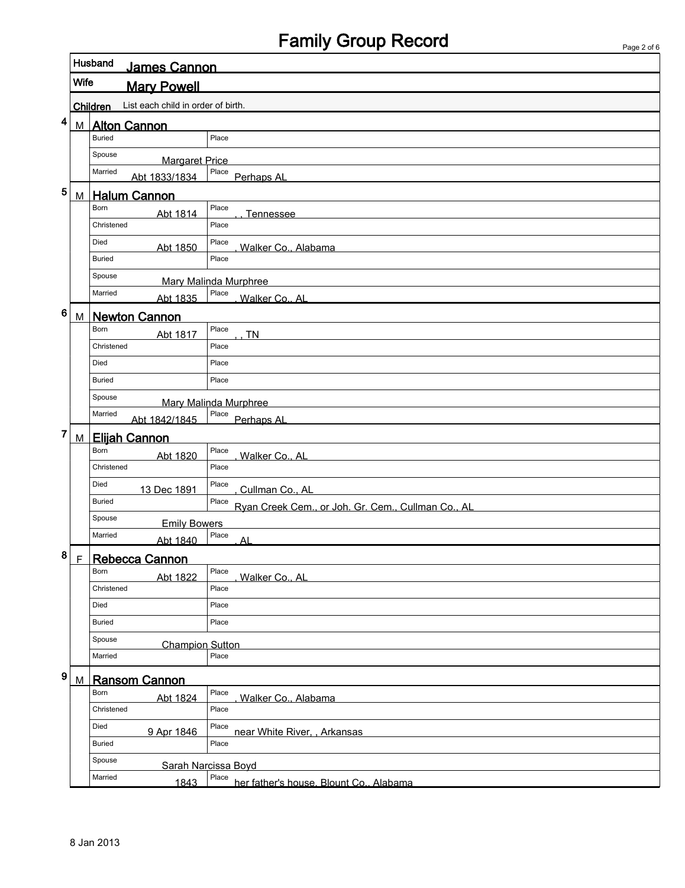# Family Group Record

**Husband** James Cannon

**Wife** Mary Powell

**Children** List each child in order of birth.

## 4 M Alton Cannon

| | | | |
|---|---|---|---|
| Buried | | Place | |
| Spouse | Margaret Price | | |
| Married | Abt 1833/1834 | Place | Perhaps AL |

## 5 M Halum Cannon

| | | | |
|---|---|---|---|
| Born | Abt 1814 | Place | , , Tennessee |
| Christened | | Place | |
| Died | Abt 1850 | Place | , Walker Co., Alabama |
| Buried | | Place | |
| Spouse | Mary Malinda Murphree | | |
| Married | Abt 1835 | Place | , Walker Co., AL |

## 6 M Newton Cannon

| | | | |
|---|---|---|---|
| Born | Abt 1817 | Place | , , TN |
| Christened | | Place | |
| Died | | Place | |
| Buried | | Place | |
| Spouse | Mary Malinda Murphree | | |
| Married | Abt 1842/1845 | Place | Perhaps AL |

## 7 M Elijah Cannon

| | | | |
|---|---|---|---|
| Born | Abt 1820 | Place | , Walker Co., AL |
| Christened | | Place | |
| Died | 13 Dec 1891 | Place | , Cullman Co., AL |
| Buried | | Place | Ryan Creek Cem., or Joh. Gr. Cem., Cullman Co., AL |
| Spouse | Emily Bowers | | |
| Married | Abt 1840 | Place | , AL |

## 8 F Rebecca Cannon

| | | | |
|---|---|---|---|
| Born | Abt 1822 | Place | , Walker Co., AL |
| Christened | | Place | |
| Died | | Place | |
| Buried | | Place | |
| Spouse | Champion Sutton | | |
| Married | | Place | |

## 9 M Ransom Cannon

| | | | |
|---|---|---|---|
| Born | Abt 1824 | Place | , Walker Co., Alabama |
| Christened | | Place | |
| Died | 9 Apr 1846 | Place | near White River, , Arkansas |
| Buried | | Place | |
| Spouse | Sarah Narcissa Boyd | | |
| Married | 1843 | Place | her father's house, Blount Co., Alabama |

8 Jan 2013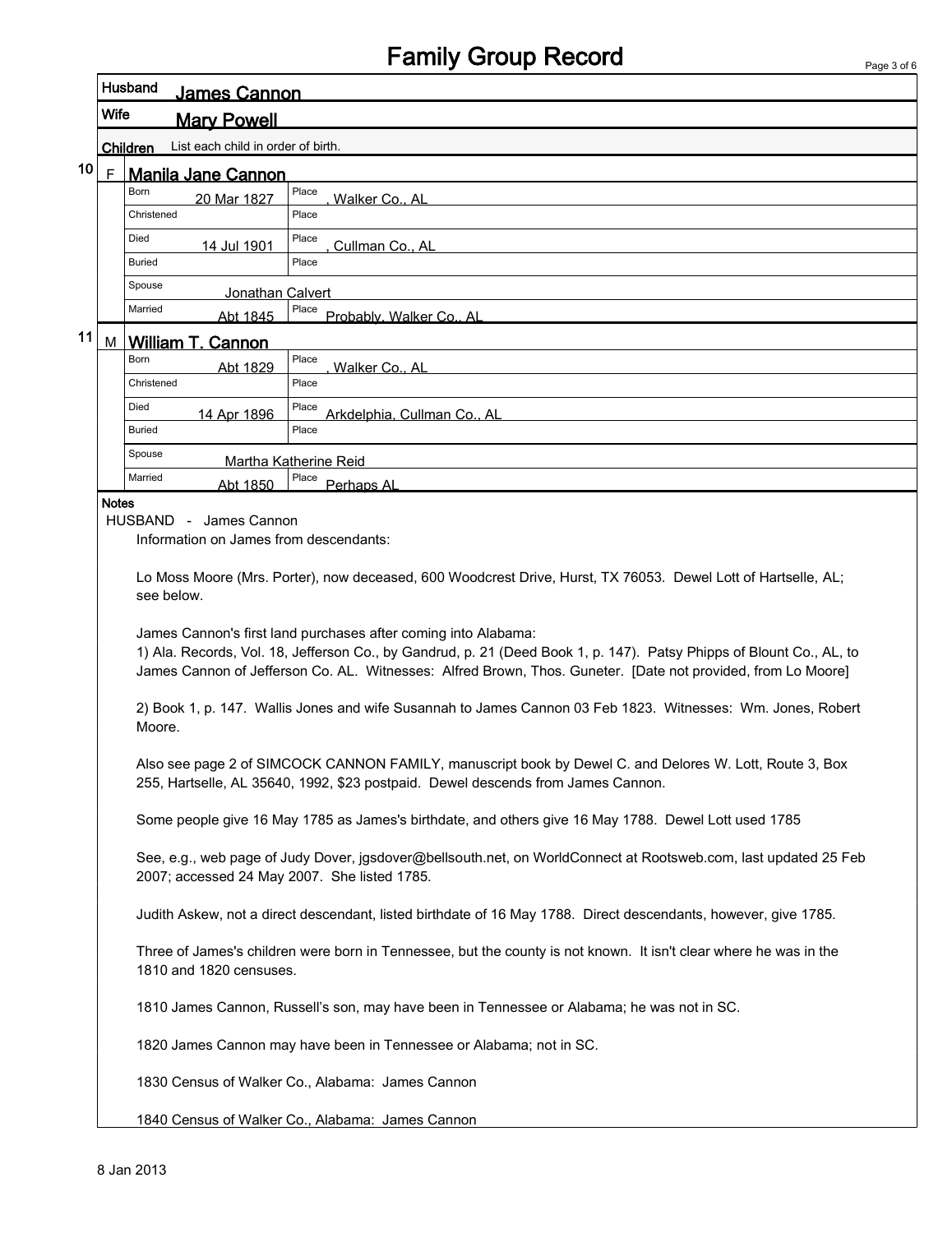# Family Group Record

**Husband** James Cannon

**Wife** Mary Powell

**Children** List each child in order of birth.

**10** F **Manila Jane Cannon**

| | | | |
|---|---|---|---|
| Born | 20 Mar 1827 | Place | , Walker Co., AL |
| Christened | | Place | |
| Died | 14 Jul 1901 | Place | , Cullman Co., AL |
| Buried | | Place | |
| Spouse | Jonathan Calvert | | |
| Married | Abt 1845 | Place | Probably, Walker Co., AL |

**11** M **William T. Cannon**

| | | | |
|---|---|---|---|
| Born | Abt 1829 | Place | , Walker Co., AL |
| Christened | | Place | |
| Died | 14 Apr 1896 | Place | Arkdelphia, Cullman Co., AL |
| Buried | | Place | |
| Spouse | Martha Katherine Reid | | |
| Married | Abt 1850 | Place | Perhaps AL |

**Notes**

HUSBAND - James Cannon

Information on James from descendants:

Lo Moss Moore (Mrs. Porter), now deceased, 600 Woodcrest Drive, Hurst, TX 76053. Dewel Lott of Hartselle, AL; see below.

James Cannon's first land purchases after coming into Alabama:
1) Ala. Records, Vol. 18, Jefferson Co., by Gandrud, p. 21 (Deed Book 1, p. 147). Patsy Phipps of Blount Co., AL, to James Cannon of Jefferson Co. AL. Witnesses: Alfred Brown, Thos. Guneter. [Date not provided, from Lo Moore]

2) Book 1, p. 147. Wallis Jones and wife Susannah to James Cannon 03 Feb 1823. Witnesses: Wm. Jones, Robert Moore.

Also see page 2 of SIMCOCK CANNON FAMILY, manuscript book by Dewel C. and Delores W. Lott, Route 3, Box 255, Hartselle, AL 35640, 1992, $23 postpaid. Dewel descends from James Cannon.

Some people give 16 May 1785 as James's birthdate, and others give 16 May 1788. Dewel Lott used 1785

See, e.g., web page of Judy Dover, jgsdover@bellsouth.net, on WorldConnect at Rootsweb.com, last updated 25 Feb 2007; accessed 24 May 2007. She listed 1785.

Judith Askew, not a direct descendant, listed birthdate of 16 May 1788. Direct descendants, however, give 1785.

Three of James's children were born in Tennessee, but the county is not known. It isn't clear where he was in the 1810 and 1820 censuses.

1810 James Cannon, Russell's son, may have been in Tennessee or Alabama; he was not in SC.

1820 James Cannon may have been in Tennessee or Alabama; not in SC.

1830 Census of Walker Co., Alabama: James Cannon

1840 Census of Walker Co., Alabama: James Cannon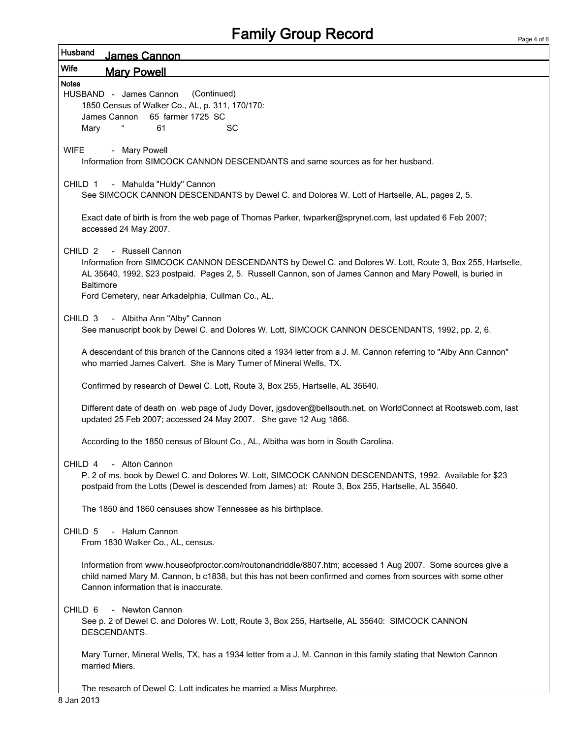# Family Group Record

**Husband** James Cannon

**Wife** Mary Powell

**Notes**

HUSBAND - James Cannon (Continued)

1850 Census of Walker Co., AL, p. 311, 170/170:

| | | | | |
|---|---|---|---|---|
| James Cannon | | 65 | farmer 1725 | SC |
| Mary | " | 61 | | SC |

WIFE - Mary Powell

Information from SIMCOCK CANNON DESCENDANTS and same sources as for her husband.

CHILD 1 - Mahulda "Huldy" Cannon

See SIMCOCK CANNON DESCENDANTS by Dewel C. and Dolores W. Lott of Hartselle, AL, pages 2, 5.

Exact date of birth is from the web page of Thomas Parker, twparker@sprynet.com, last updated 6 Feb 2007; accessed 24 May 2007.

CHILD 2 - Russell Cannon

Information from SIMCOCK CANNON DESCENDANTS by Dewel C. and Dolores W. Lott, Route 3, Box 255, Hartselle, AL 35640, 1992, $23 postpaid. Pages 2, 5. Russell Cannon, son of James Cannon and Mary Powell, is buried in Baltimore
Ford Cemetery, near Arkadelphia, Cullman Co., AL.

CHILD 3 - Albitha Ann "Alby" Cannon

See manuscript book by Dewel C. and Dolores W. Lott, SIMCOCK CANNON DESCENDANTS, 1992, pp. 2, 6.

A descendant of this branch of the Cannons cited a 1934 letter from a J. M. Cannon referring to "Alby Ann Cannon" who married James Calvert. She is Mary Turner of Mineral Wells, TX.

Confirmed by research of Dewel C. Lott, Route 3, Box 255, Hartselle, AL 35640.

Different date of death on web page of Judy Dover, jgsdover@bellsouth.net, on WorldConnect at Rootsweb.com, last updated 25 Feb 2007; accessed 24 May 2007. She gave 12 Aug 1866.

According to the 1850 census of Blount Co., AL, Albitha was born in South Carolina.

CHILD 4 - Alton Cannon

P. 2 of ms. book by Dewel C. and Dolores W. Lott, SIMCOCK CANNON DESCENDANTS, 1992. Available for $23 postpaid from the Lotts (Dewel is descended from James) at: Route 3, Box 255, Hartselle, AL 35640.

The 1850 and 1860 censuses show Tennessee as his birthplace.

CHILD 5 - Halum Cannon

From 1830 Walker Co., AL, census.

Information from www.houseofproctor.com/routonandriddle/8807.htm; accessed 1 Aug 2007. Some sources give a child named Mary M. Cannon, b c1838, but this has not been confirmed and comes from sources with some other Cannon information that is inaccurate.

CHILD 6 - Newton Cannon

See p. 2 of Dewel C. and Dolores W. Lott, Route 3, Box 255, Hartselle, AL 35640: SIMCOCK CANNON DESCENDANTS.

Mary Turner, Mineral Wells, TX, has a 1934 letter from a J. M. Cannon in this family stating that Newton Cannon married Miers.

The research of Dewel C. Lott indicates he married a Miss Murphree.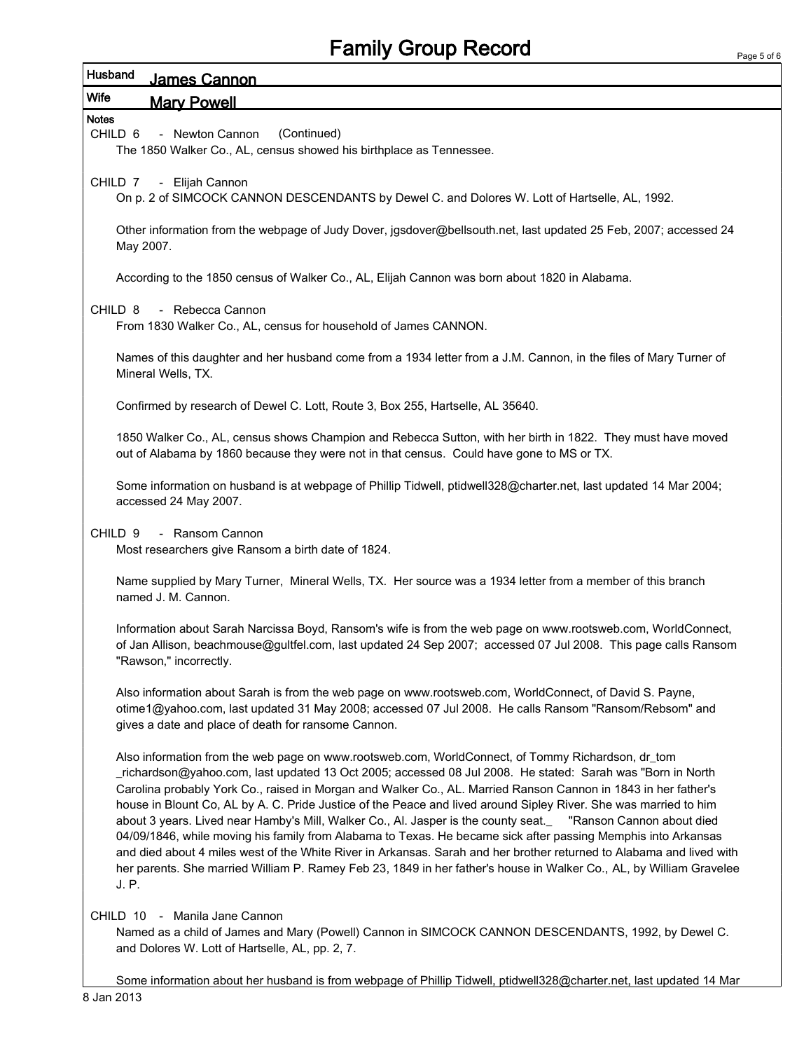# Family Group Record

**Husband** James Cannon

**Wife** Mary Powell

**Notes**

CHILD 6 - Newton Cannon (Continued)

The 1850 Walker Co., AL, census showed his birthplace as Tennessee.

CHILD 7 - Elijah Cannon

On p. 2 of SIMCOCK CANNON DESCENDANTS by Dewel C. and Dolores W. Lott of Hartselle, AL, 1992.

Other information from the webpage of Judy Dover, jgsdover@bellsouth.net, last updated 25 Feb, 2007; accessed 24 May 2007.

According to the 1850 census of Walker Co., AL, Elijah Cannon was born about 1820 in Alabama.

CHILD 8 - Rebecca Cannon

From 1830 Walker Co., AL, census for household of James CANNON.

Names of this daughter and her husband come from a 1934 letter from a J.M. Cannon, in the files of Mary Turner of Mineral Wells, TX.

Confirmed by research of Dewel C. Lott, Route 3, Box 255, Hartselle, AL 35640.

1850 Walker Co., AL, census shows Champion and Rebecca Sutton, with her birth in 1822. They must have moved out of Alabama by 1860 because they were not in that census. Could have gone to MS or TX.

Some information on husband is at webpage of Phillip Tidwell, ptidwell328@charter.net, last updated 14 Mar 2004; accessed 24 May 2007.

CHILD 9 - Ransom Cannon

Most researchers give Ransom a birth date of 1824.

Name supplied by Mary Turner, Mineral Wells, TX. Her source was a 1934 letter from a member of this branch named J. M. Cannon.

Information about Sarah Narcissa Boyd, Ransom's wife is from the web page on www.rootsweb.com, WorldConnect, of Jan Allison, beachmouse@gultfel.com, last updated 24 Sep 2007; accessed 07 Jul 2008. This page calls Ransom "Rawson," incorrectly.

Also information about Sarah is from the web page on www.rootsweb.com, WorldConnect, of David S. Payne, otime1@yahoo.com, last updated 31 May 2008; accessed 07 Jul 2008. He calls Ransom "Ransom/Rebsom" and gives a date and place of death for ransome Cannon.

Also information from the web page on www.rootsweb.com, WorldConnect, of Tommy Richardson, dr_tom _richardson@yahoo.com, last updated 13 Oct 2005; accessed 08 Jul 2008. He stated: Sarah was "Born in North Carolina probably York Co., raised in Morgan and Walker Co., AL. Married Ranson Cannon in 1843 in her father's house in Blount Co, AL by A. C. Pride Justice of the Peace and lived around Sipley River. She was married to him about 3 years. Lived near Hamby's Mill, Walker Co., Al. Jasper is the county seat._ "Ranson Cannon about died 04/09/1846, while moving his family from Alabama to Texas. He became sick after passing Memphis into Arkansas and died about 4 miles west of the White River in Arkansas. Sarah and her brother returned to Alabama and lived with her parents. She married William P. Ramey Feb 23, 1849 in her father's house in Walker Co., AL, by William Gravelee J. P.

CHILD 10 - Manila Jane Cannon

Named as a child of James and Mary (Powell) Cannon in SIMCOCK CANNON DESCENDANTS, 1992, by Dewel C. and Dolores W. Lott of Hartselle, AL, pp. 2, 7.

Some information about her husband is from webpage of Phillip Tidwell, ptidwell328@charter.net, last updated 14 Mar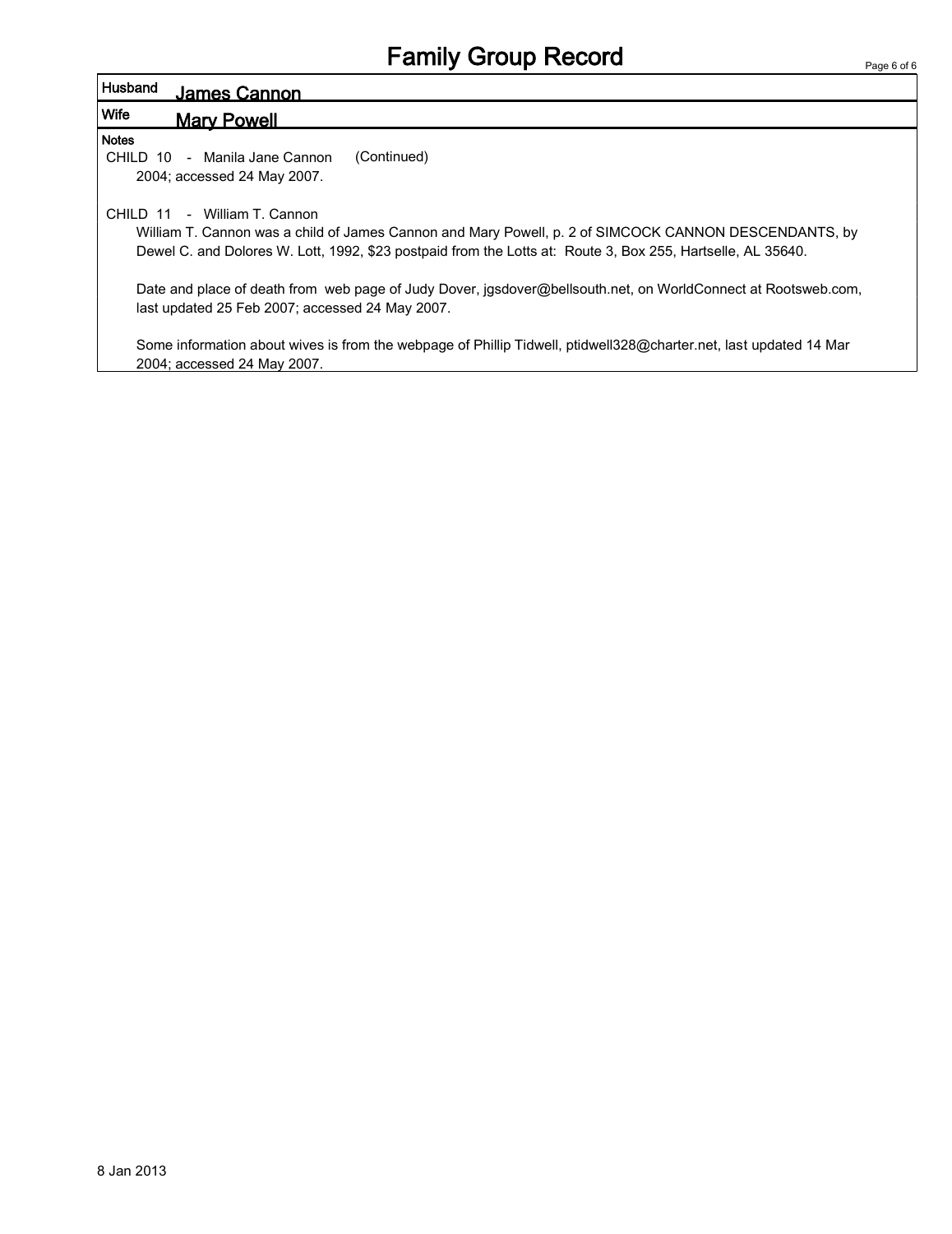# Family Group Record

**Husband** James Cannon

**Wife** Mary Powell

**Notes**

CHILD 10 - Manila Jane Cannon (Continued)

2004; accessed 24 May 2007.

CHILD 11 - William T. Cannon

William T. Cannon was a child of James Cannon and Mary Powell, p. 2 of SIMCOCK CANNON DESCENDANTS, by Dewel C. and Dolores W. Lott, 1992, $23 postpaid from the Lotts at: Route 3, Box 255, Hartselle, AL 35640.

Date and place of death from web page of Judy Dover, jgsdover@bellsouth.net, on WorldConnect at Rootsweb.com, last updated 25 Feb 2007; accessed 24 May 2007.

Some information about wives is from the webpage of Phillip Tidwell, ptidwell328@charter.net, last updated 14 Mar 2004; accessed 24 May 2007.

8 Jan 2013